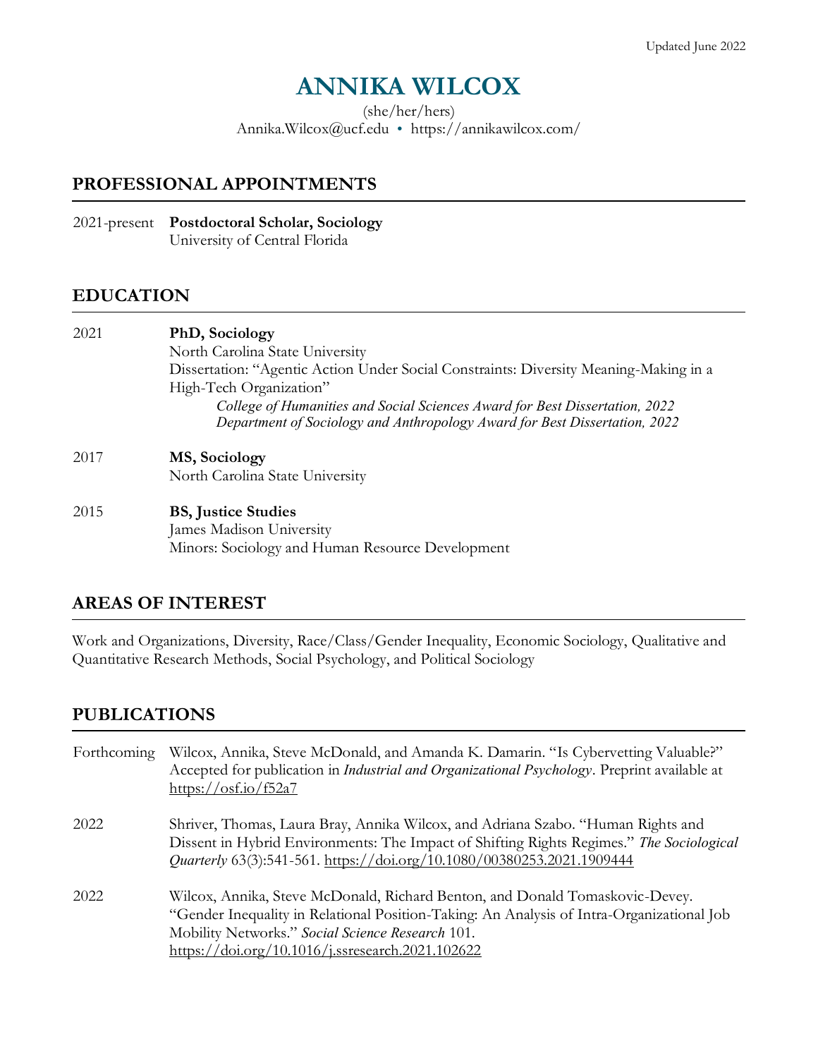Updated June 2022

# ANNIKA WILCOX

(she/her/hers)
Annika.Wilcox@ucf.edu • https://annikawilcox.com/

## PROFESSIONAL APPOINTMENTS

2021-present **Postdoctoral Scholar, Sociology**
University of Central Florida

## EDUCATION

2021 **PhD, Sociology**
North Carolina State University
Dissertation: "Agentic Action Under Social Constraints: Diversity Meaning-Making in a High-Tech Organization"
*College of Humanities and Social Sciences Award for Best Dissertation, 2022*
*Department of Sociology and Anthropology Award for Best Dissertation, 2022*

2017 **MS, Sociology**
North Carolina State University

2015 **BS, Justice Studies**
James Madison University
Minors: Sociology and Human Resource Development

## AREAS OF INTEREST

Work and Organizations, Diversity, Race/Class/Gender Inequality, Economic Sociology, Qualitative and Quantitative Research Methods, Social Psychology, and Political Sociology

## PUBLICATIONS

Forthcoming Wilcox, Annika, Steve McDonald, and Amanda K. Damarin. "Is Cybervetting Valuable?" Accepted for publication in *Industrial and Organizational Psychology*. Preprint available at https://osf.io/f52a7

2022 Shriver, Thomas, Laura Bray, Annika Wilcox, and Adriana Szabo. "Human Rights and Dissent in Hybrid Environments: The Impact of Shifting Rights Regimes." *The Sociological Quarterly* 63(3):541-561. https://doi.org/10.1080/00380253.2021.1909444

2022 Wilcox, Annika, Steve McDonald, Richard Benton, and Donald Tomaskovic-Devey. "Gender Inequality in Relational Position-Taking: An Analysis of Intra-Organizational Job Mobility Networks." *Social Science Research* 101. https://doi.org/10.1016/j.ssresearch.2021.102622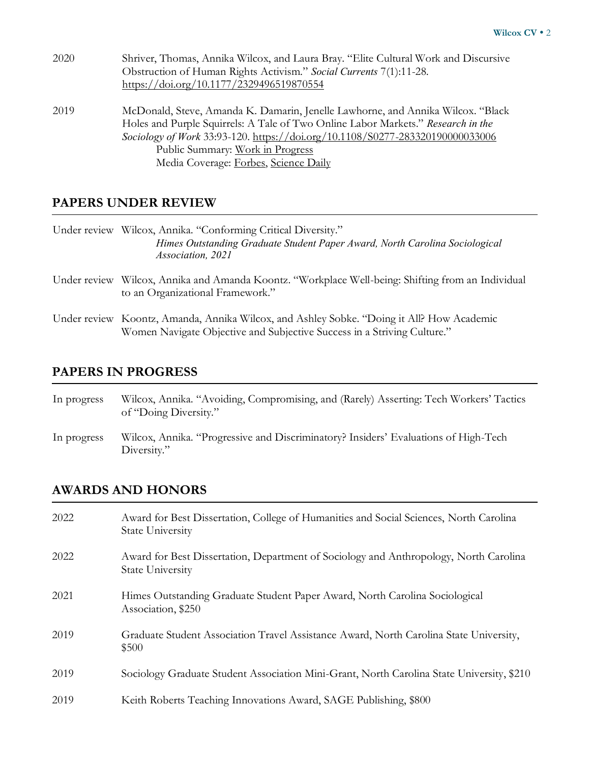2020 Shriver, Thomas, Annika Wilcox, and Laura Bray. "Elite Cultural Work and Discursive Obstruction of Human Rights Activism." *Social Currents* 7(1):11-28. https://doi.org/10.1177/2329496519870554

2019 McDonald, Steve, Amanda K. Damarin, Jenelle Lawhorne, and Annika Wilcox. "Black Holes and Purple Squirrels: A Tale of Two Online Labor Markets." *Research in the Sociology of Work* 33:93-120. https://doi.org/10.1108/S0277-283320190000033006
Public Summary: Work in Progress
Media Coverage: Forbes, Science Daily

## PAPERS UNDER REVIEW

Under review Wilcox, Annika. "Conforming Critical Diversity."
*Himes Outstanding Graduate Student Paper Award, North Carolina Sociological Association, 2021*

Under review Wilcox, Annika and Amanda Koontz. "Workplace Well-being: Shifting from an Individual to an Organizational Framework."

Under review Koontz, Amanda, Annika Wilcox, and Ashley Sobke. "Doing it All? How Academic Women Navigate Objective and Subjective Success in a Striving Culture."

## PAPERS IN PROGRESS

In progress Wilcox, Annika. "Avoiding, Compromising, and (Rarely) Asserting: Tech Workers' Tactics of "Doing Diversity."

In progress Wilcox, Annika. "Progressive and Discriminatory? Insiders' Evaluations of High-Tech Diversity."

## AWARDS AND HONORS

2022 Award for Best Dissertation, College of Humanities and Social Sciences, North Carolina State University

2022 Award for Best Dissertation, Department of Sociology and Anthropology, North Carolina State University

2021 Himes Outstanding Graduate Student Paper Award, North Carolina Sociological Association, $250

2019 Graduate Student Association Travel Assistance Award, North Carolina State University, $500

2019 Sociology Graduate Student Association Mini-Grant, North Carolina State University, $210

2019 Keith Roberts Teaching Innovations Award, SAGE Publishing, $800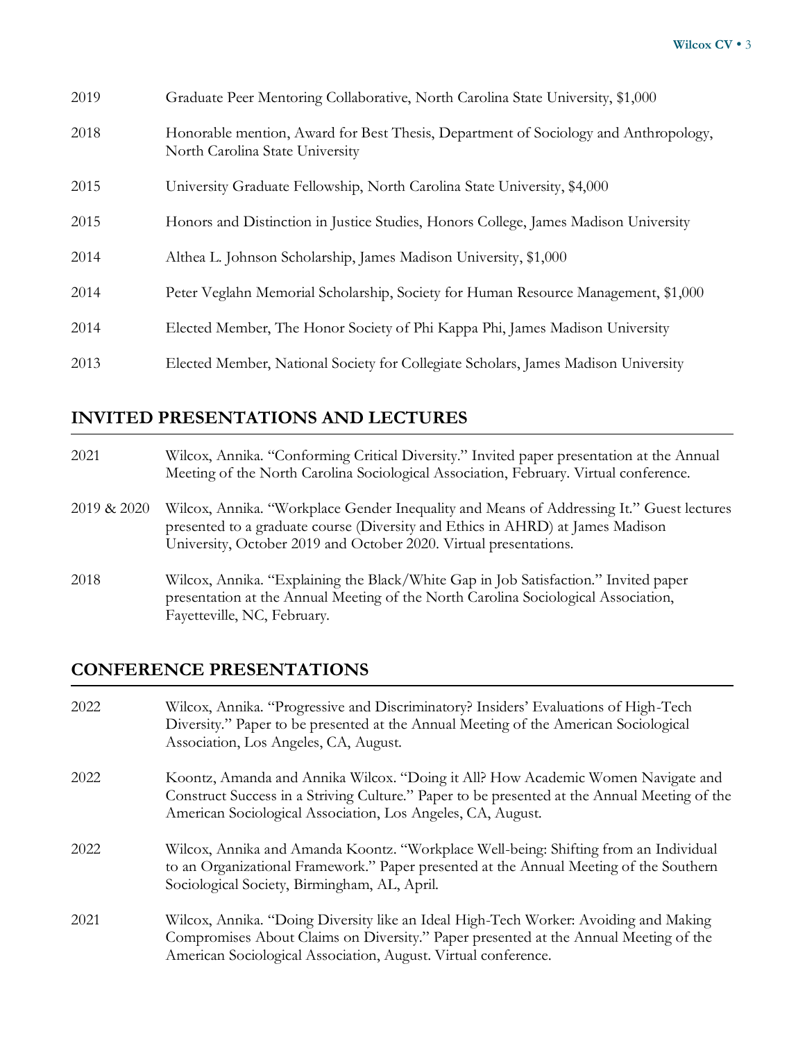2019 Graduate Peer Mentoring Collaborative, North Carolina State University, $1,000

2018 Honorable mention, Award for Best Thesis, Department of Sociology and Anthropology, North Carolina State University

2015 University Graduate Fellowship, North Carolina State University, $4,000

2015 Honors and Distinction in Justice Studies, Honors College, James Madison University

2014 Althea L. Johnson Scholarship, James Madison University, $1,000

2014 Peter Veglahn Memorial Scholarship, Society for Human Resource Management, $1,000

2014 Elected Member, The Honor Society of Phi Kappa Phi, James Madison University

2013 Elected Member, National Society for Collegiate Scholars, James Madison University

## INVITED PRESENTATIONS AND LECTURES

2021 Wilcox, Annika. "Conforming Critical Diversity." Invited paper presentation at the Annual Meeting of the North Carolina Sociological Association, February. Virtual conference.

2019 & 2020 Wilcox, Annika. "Workplace Gender Inequality and Means of Addressing It." Guest lectures presented to a graduate course (Diversity and Ethics in AHRD) at James Madison University, October 2019 and October 2020. Virtual presentations.

2018 Wilcox, Annika. "Explaining the Black/White Gap in Job Satisfaction." Invited paper presentation at the Annual Meeting of the North Carolina Sociological Association, Fayetteville, NC, February.

## CONFERENCE PRESENTATIONS

2022 Wilcox, Annika. "Progressive and Discriminatory? Insiders' Evaluations of High-Tech Diversity." Paper to be presented at the Annual Meeting of the American Sociological Association, Los Angeles, CA, August.

2022 Koontz, Amanda and Annika Wilcox. "Doing it All? How Academic Women Navigate and Construct Success in a Striving Culture." Paper to be presented at the Annual Meeting of the American Sociological Association, Los Angeles, CA, August.

2022 Wilcox, Annika and Amanda Koontz. "Workplace Well-being: Shifting from an Individual to an Organizational Framework." Paper presented at the Annual Meeting of the Southern Sociological Society, Birmingham, AL, April.

2021 Wilcox, Annika. "Doing Diversity like an Ideal High-Tech Worker: Avoiding and Making Compromises About Claims on Diversity." Paper presented at the Annual Meeting of the American Sociological Association, August. Virtual conference.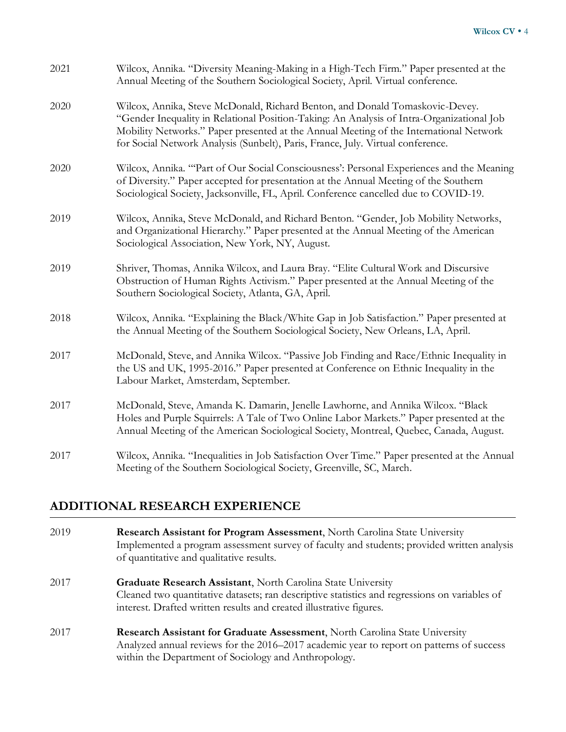2021 Wilcox, Annika. "Diversity Meaning-Making in a High-Tech Firm." Paper presented at the Annual Meeting of the Southern Sociological Society, April. Virtual conference.

2020 Wilcox, Annika, Steve McDonald, Richard Benton, and Donald Tomaskovic-Devey. "Gender Inequality in Relational Position-Taking: An Analysis of Intra-Organizational Job Mobility Networks." Paper presented at the Annual Meeting of the International Network for Social Network Analysis (Sunbelt), Paris, France, July. Virtual conference.

2020 Wilcox, Annika. "'Part of Our Social Consciousness': Personal Experiences and the Meaning of Diversity." Paper accepted for presentation at the Annual Meeting of the Southern Sociological Society, Jacksonville, FL, April. Conference cancelled due to COVID-19.

2019 Wilcox, Annika, Steve McDonald, and Richard Benton. "Gender, Job Mobility Networks, and Organizational Hierarchy." Paper presented at the Annual Meeting of the American Sociological Association, New York, NY, August.

2019 Shriver, Thomas, Annika Wilcox, and Laura Bray. "Elite Cultural Work and Discursive Obstruction of Human Rights Activism." Paper presented at the Annual Meeting of the Southern Sociological Society, Atlanta, GA, April.

2018 Wilcox, Annika. "Explaining the Black/White Gap in Job Satisfaction." Paper presented at the Annual Meeting of the Southern Sociological Society, New Orleans, LA, April.

2017 McDonald, Steve, and Annika Wilcox. "Passive Job Finding and Race/Ethnic Inequality in the US and UK, 1995-2016." Paper presented at Conference on Ethnic Inequality in the Labour Market, Amsterdam, September.

2017 McDonald, Steve, Amanda K. Damarin, Jenelle Lawhorne, and Annika Wilcox. "Black Holes and Purple Squirrels: A Tale of Two Online Labor Markets." Paper presented at the Annual Meeting of the American Sociological Society, Montreal, Quebec, Canada, August.

2017 Wilcox, Annika. "Inequalities in Job Satisfaction Over Time." Paper presented at the Annual Meeting of the Southern Sociological Society, Greenville, SC, March.

## ADDITIONAL RESEARCH EXPERIENCE

2019 **Research Assistant for Program Assessment**, North Carolina State University
Implemented a program assessment survey of faculty and students; provided written analysis of quantitative and qualitative results.

2017 **Graduate Research Assistant**, North Carolina State University
Cleaned two quantitative datasets; ran descriptive statistics and regressions on variables of interest. Drafted written results and created illustrative figures.

2017 **Research Assistant for Graduate Assessment**, North Carolina State University
Analyzed annual reviews for the 2016–2017 academic year to report on patterns of success within the Department of Sociology and Anthropology.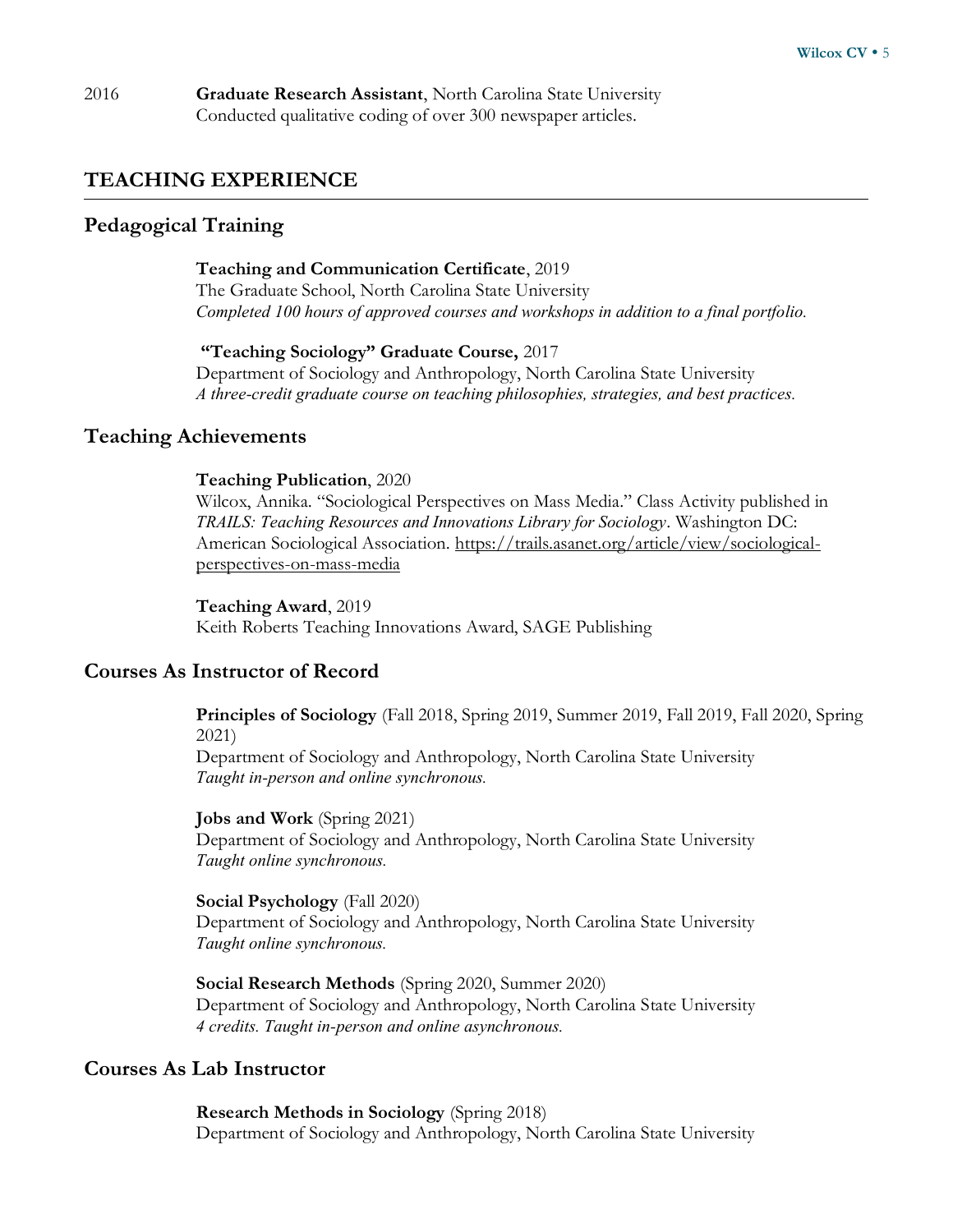2016 **Graduate Research Assistant**, North Carolina State University
Conducted qualitative coding of over 300 newspaper articles.

## TEACHING EXPERIENCE

### Pedagogical Training

**Teaching and Communication Certificate**, 2019
The Graduate School, North Carolina State University
*Completed 100 hours of approved courses and workshops in addition to a final portfolio.*

**"Teaching Sociology" Graduate Course,** 2017
Department of Sociology and Anthropology, North Carolina State University
*A three-credit graduate course on teaching philosophies, strategies, and best practices.*

### Teaching Achievements

**Teaching Publication**, 2020
Wilcox, Annika. "Sociological Perspectives on Mass Media." Class Activity published in *TRAILS: Teaching Resources and Innovations Library for Sociology*. Washington DC: American Sociological Association. https://trails.asanet.org/article/view/sociological-perspectives-on-mass-media

**Teaching Award**, 2019
Keith Roberts Teaching Innovations Award, SAGE Publishing

### Courses As Instructor of Record

**Principles of Sociology** (Fall 2018, Spring 2019, Summer 2019, Fall 2019, Fall 2020, Spring 2021)
Department of Sociology and Anthropology, North Carolina State University
*Taught in-person and online synchronous.*

**Jobs and Work** (Spring 2021)
Department of Sociology and Anthropology, North Carolina State University
*Taught online synchronous.*

**Social Psychology** (Fall 2020)
Department of Sociology and Anthropology, North Carolina State University
*Taught online synchronous.*

**Social Research Methods** (Spring 2020, Summer 2020)
Department of Sociology and Anthropology, North Carolina State University
*4 credits. Taught in-person and online asynchronous.*

### Courses As Lab Instructor

**Research Methods in Sociology** (Spring 2018)
Department of Sociology and Anthropology, North Carolina State University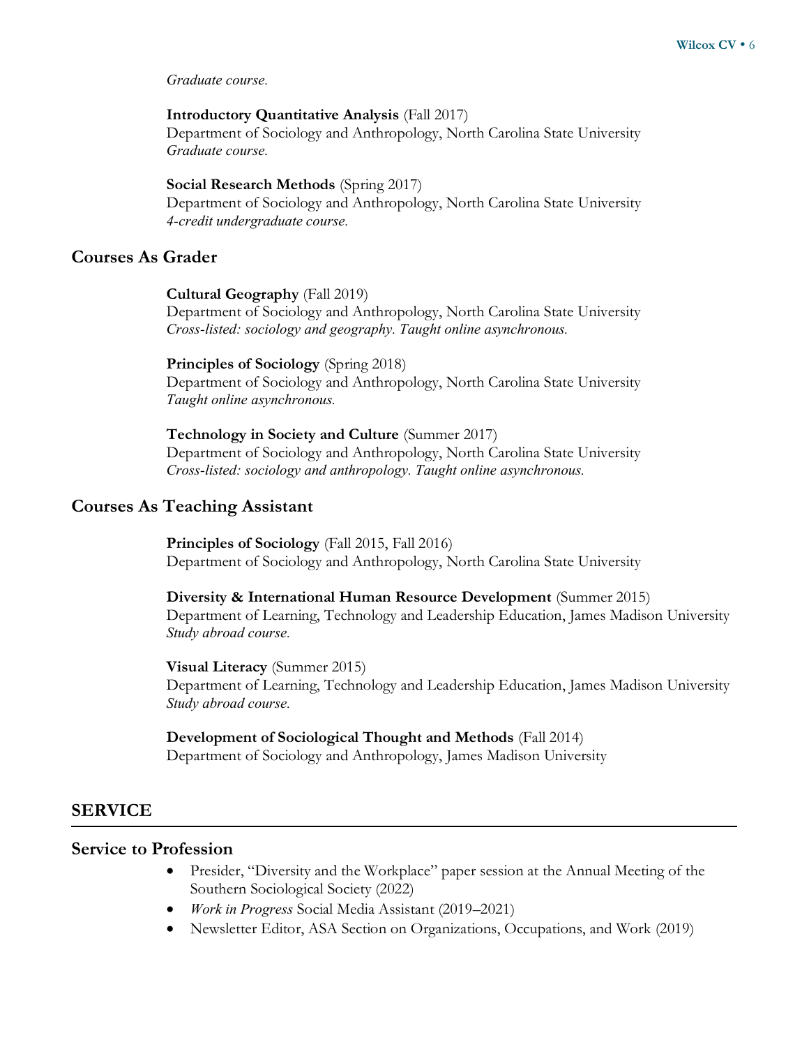*Graduate course.*

**Introductory Quantitative Analysis** (Fall 2017)
Department of Sociology and Anthropology, North Carolina State University
*Graduate course.*

**Social Research Methods** (Spring 2017)
Department of Sociology and Anthropology, North Carolina State University
*4-credit undergraduate course.*

### Courses As Grader

**Cultural Geography** (Fall 2019)
Department of Sociology and Anthropology, North Carolina State University
*Cross-listed: sociology and geography. Taught online asynchronous.*

**Principles of Sociology** (Spring 2018)
Department of Sociology and Anthropology, North Carolina State University
*Taught online asynchronous.*

**Technology in Society and Culture** (Summer 2017)
Department of Sociology and Anthropology, North Carolina State University
*Cross-listed: sociology and anthropology. Taught online asynchronous.*

### Courses As Teaching Assistant

**Principles of Sociology** (Fall 2015, Fall 2016)
Department of Sociology and Anthropology, North Carolina State University

**Diversity & International Human Resource Development** (Summer 2015)
Department of Learning, Technology and Leadership Education, James Madison University
*Study abroad course.*

**Visual Literacy** (Summer 2015)
Department of Learning, Technology and Leadership Education, James Madison University
*Study abroad course.*

**Development of Sociological Thought and Methods** (Fall 2014)
Department of Sociology and Anthropology, James Madison University

## SERVICE

### Service to Profession

- Presider, "Diversity and the Workplace" paper session at the Annual Meeting of the Southern Sociological Society (2022)
- *Work in Progress* Social Media Assistant (2019–2021)
- Newsletter Editor, ASA Section on Organizations, Occupations, and Work (2019)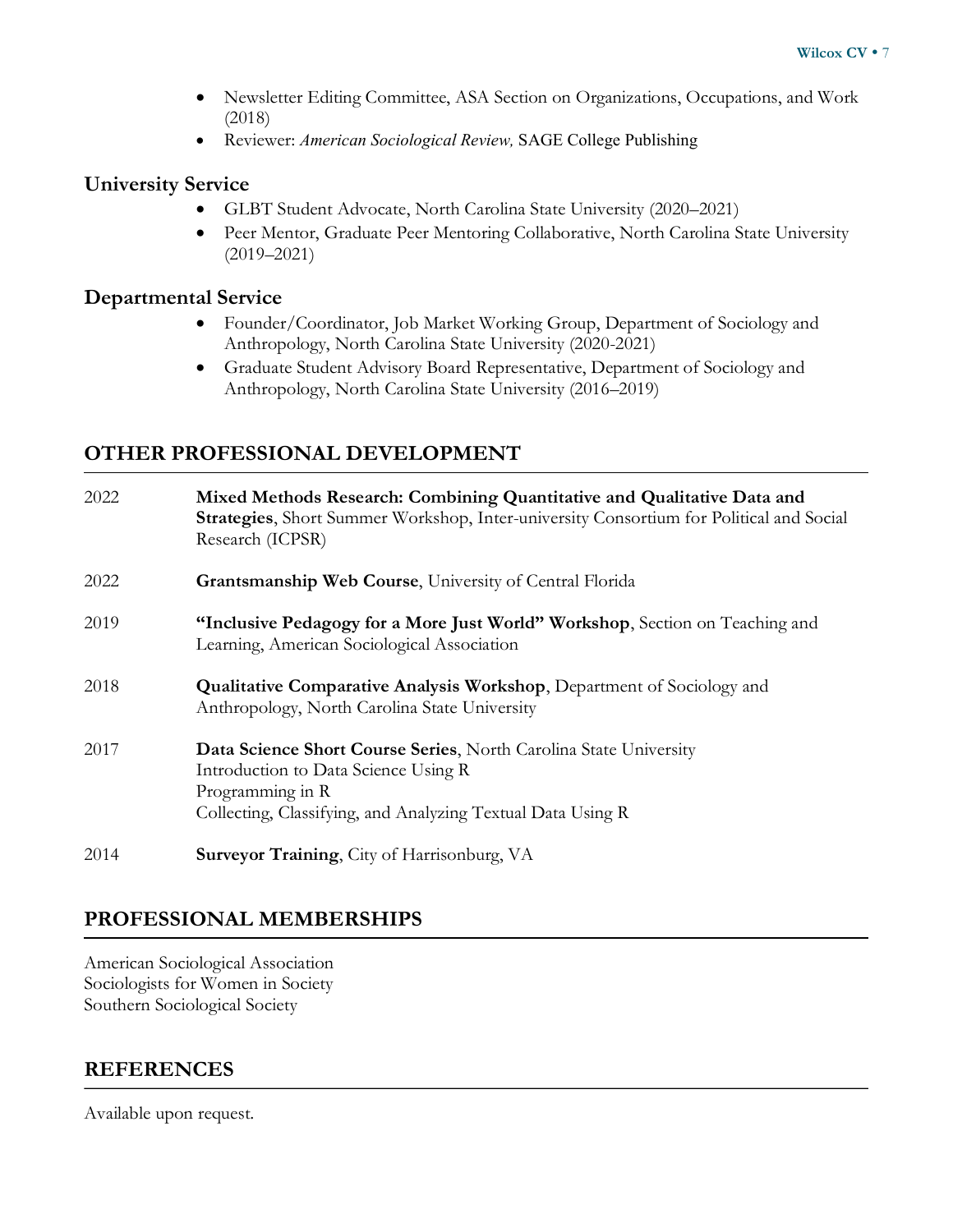- Newsletter Editing Committee, ASA Section on Organizations, Occupations, and Work (2018)
- Reviewer: *American Sociological Review,* SAGE College Publishing

### University Service

- GLBT Student Advocate, North Carolina State University (2020–2021)
- Peer Mentor, Graduate Peer Mentoring Collaborative, North Carolina State University (2019–2021)

### Departmental Service

- Founder/Coordinator, Job Market Working Group, Department of Sociology and Anthropology, North Carolina State University (2020-2021)
- Graduate Student Advisory Board Representative, Department of Sociology and Anthropology, North Carolina State University (2016–2019)

## OTHER PROFESSIONAL DEVELOPMENT

2022 — **Mixed Methods Research: Combining Quantitative and Qualitative Data and Strategies**, Short Summer Workshop, Inter-university Consortium for Political and Social Research (ICPSR)

2022 — **Grantsmanship Web Course**, University of Central Florida

2019 — **"Inclusive Pedagogy for a More Just World" Workshop**, Section on Teaching and Learning, American Sociological Association

2018 — **Qualitative Comparative Analysis Workshop**, Department of Sociology and Anthropology, North Carolina State University

2017 — **Data Science Short Course Series**, North Carolina State University
Introduction to Data Science Using R
Programming in R
Collecting, Classifying, and Analyzing Textual Data Using R

2014 — **Surveyor Training**, City of Harrisonburg, VA

## PROFESSIONAL MEMBERSHIPS

American Sociological Association
Sociologists for Women in Society
Southern Sociological Society

## REFERENCES

Available upon request.